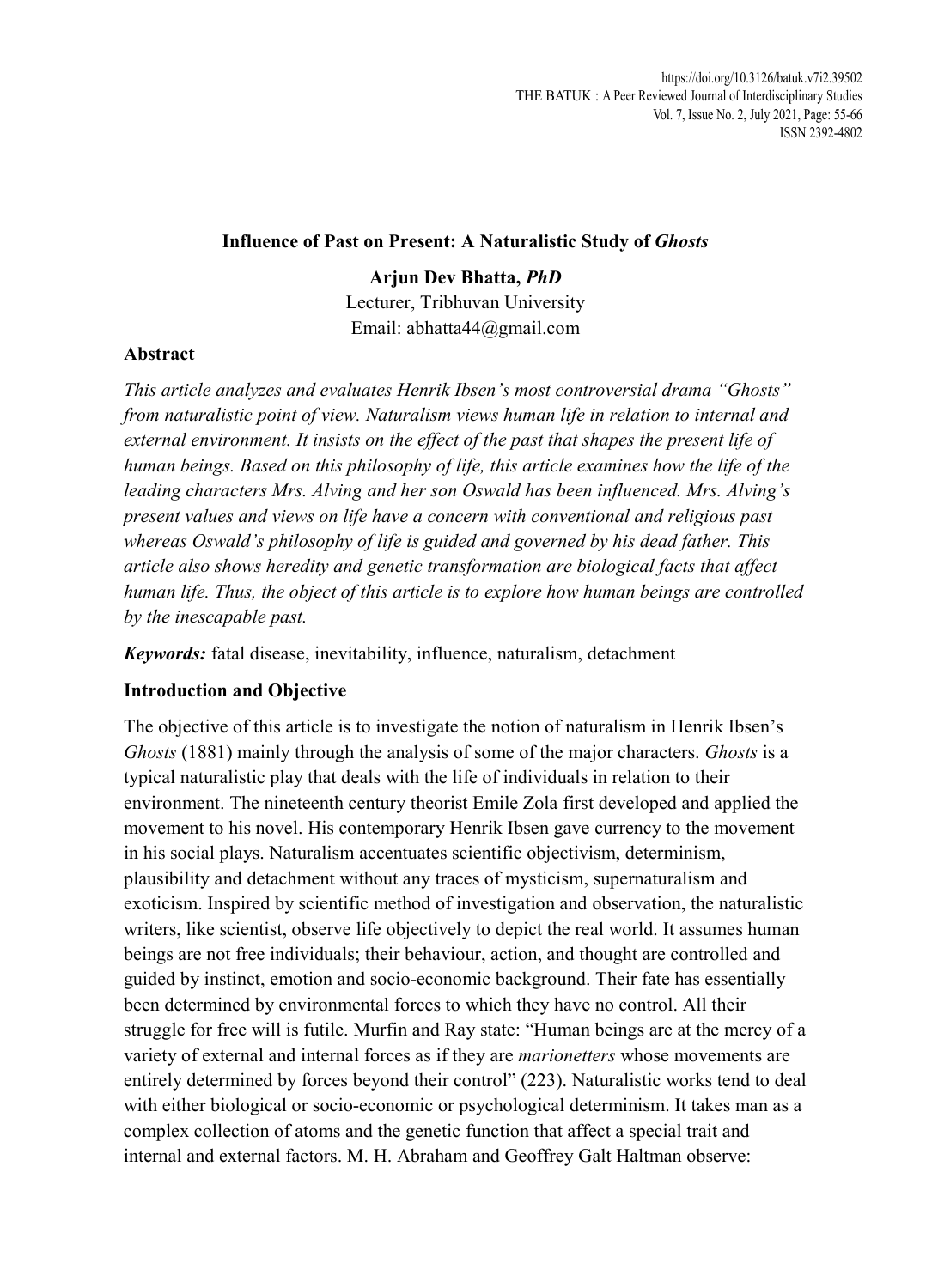# Influence of Past on Present: A Naturalistic Study of *Ghosts*

**Arjun Dev Bhatta, *PhD***
Lecturer, Tribhuvan University
Email: abhatta44@gmail.com

## Abstract

*This article analyzes and evaluates Henrik Ibsen's most controversial drama "Ghosts" from naturalistic point of view. Naturalism views human life in relation to internal and external environment. It insists on the effect of the past that shapes the present life of human beings. Based on this philosophy of life, this article examines how the life of the leading characters Mrs. Alving and her son Oswald has been influenced. Mrs. Alving's present values and views on life have a concern with conventional and religious past whereas Oswald's philosophy of life is guided and governed by his dead father. This article also shows heredity and genetic transformation are biological facts that affect human life. Thus, the object of this article is to explore how human beings are controlled by the inescapable past.*

***Keywords:*** fatal disease, inevitability, influence, naturalism, detachment

## Introduction and Objective

The objective of this article is to investigate the notion of naturalism in Henrik Ibsen's *Ghosts* (1881) mainly through the analysis of some of the major characters. *Ghosts* is a typical naturalistic play that deals with the life of individuals in relation to their environment. The nineteenth century theorist Emile Zola first developed and applied the movement to his novel. His contemporary Henrik Ibsen gave currency to the movement in his social plays. Naturalism accentuates scientific objectivism, determinism, plausibility and detachment without any traces of mysticism, supernaturalism and exoticism. Inspired by scientific method of investigation and observation, the naturalistic writers, like scientist, observe life objectively to depict the real world. It assumes human beings are not free individuals; their behaviour, action, and thought are controlled and guided by instinct, emotion and socio-economic background. Their fate has essentially been determined by environmental forces to which they have no control. All their struggle for free will is futile. Murfin and Ray state: "Human beings are at the mercy of a variety of external and internal forces as if they are *marionetters* whose movements are entirely determined by forces beyond their control" (223). Naturalistic works tend to deal with either biological or socio-economic or psychological determinism. It takes man as a complex collection of atoms and the genetic function that affect a special trait and internal and external factors. M. H. Abraham and Geoffrey Galt Haltman observe: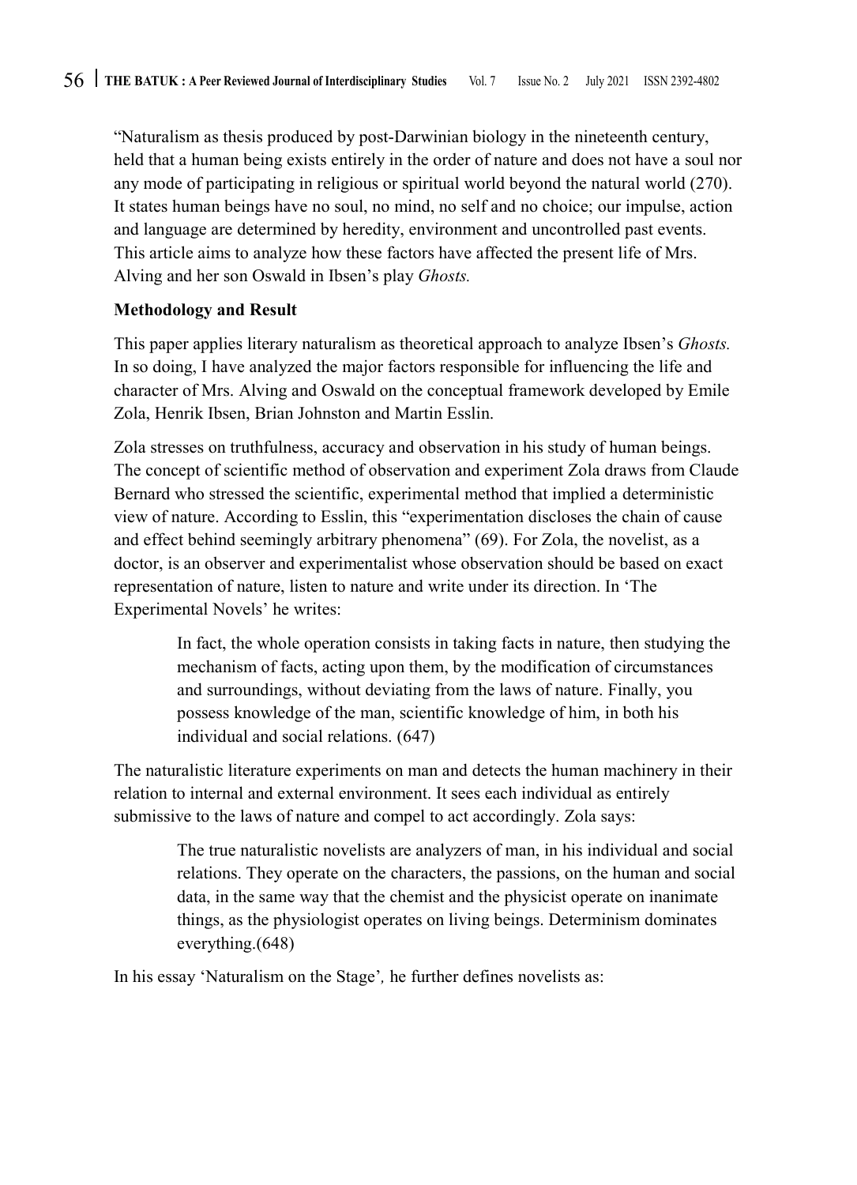"Naturalism as thesis produced by post-Darwinian biology in the nineteenth century, held that a human being exists entirely in the order of nature and does not have a soul nor any mode of participating in religious or spiritual world beyond the natural world (270). It states human beings have no soul, no mind, no self and no choice; our impulse, action and language are determined by heredity, environment and uncontrolled past events. This article aims to analyze how these factors have affected the present life of Mrs. Alving and her son Oswald in Ibsen's play *Ghosts.*

**Methodology and Result**

This paper applies literary naturalism as theoretical approach to analyze Ibsen's *Ghosts.* In so doing, I have analyzed the major factors responsible for influencing the life and character of Mrs. Alving and Oswald on the conceptual framework developed by Emile Zola, Henrik Ibsen, Brian Johnston and Martin Esslin.

Zola stresses on truthfulness, accuracy and observation in his study of human beings. The concept of scientific method of observation and experiment Zola draws from Claude Bernard who stressed the scientific, experimental method that implied a deterministic view of nature. According to Esslin, this "experimentation discloses the chain of cause and effect behind seemingly arbitrary phenomena" (69). For Zola, the novelist, as a doctor, is an observer and experimentalist whose observation should be based on exact representation of nature, listen to nature and write under its direction. In 'The Experimental Novels' he writes:

> In fact, the whole operation consists in taking facts in nature, then studying the mechanism of facts, acting upon them, by the modification of circumstances and surroundings, without deviating from the laws of nature. Finally, you possess knowledge of the man, scientific knowledge of him, in both his individual and social relations. (647)

The naturalistic literature experiments on man and detects the human machinery in their relation to internal and external environment. It sees each individual as entirely submissive to the laws of nature and compel to act accordingly. Zola says:

> The true naturalistic novelists are analyzers of man, in his individual and social relations. They operate on the characters, the passions, on the human and social data, in the same way that the chemist and the physicist operate on inanimate things, as the physiologist operates on living beings. Determinism dominates everything.(648)

In his essay 'Naturalism on the Stage', he further defines novelists as: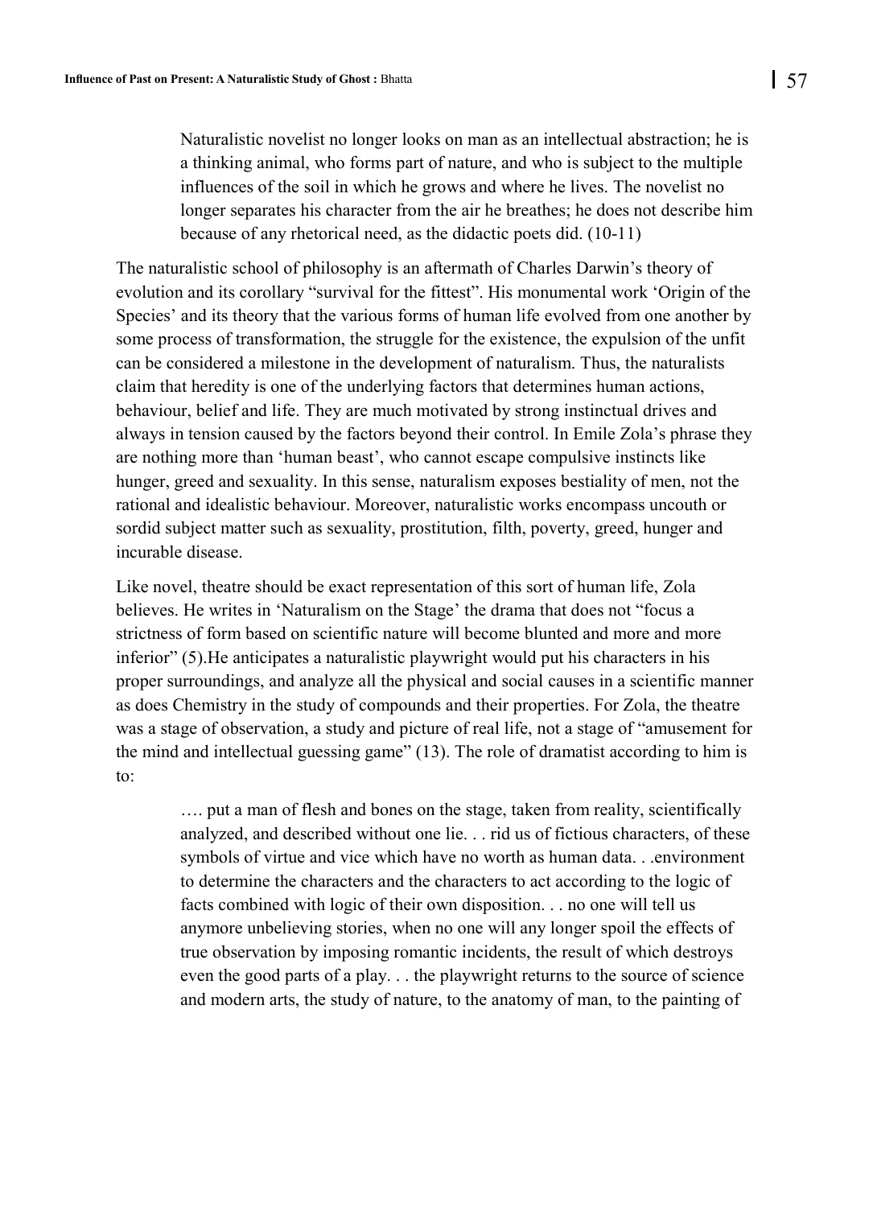> Naturalistic novelist no longer looks on man as an intellectual abstraction; he is a thinking animal, who forms part of nature, and who is subject to the multiple influences of the soil in which he grows and where he lives. The novelist no longer separates his character from the air he breathes; he does not describe him because of any rhetorical need, as the didactic poets did. (10-11)

The naturalistic school of philosophy is an aftermath of Charles Darwin's theory of evolution and its corollary "survival for the fittest". His monumental work 'Origin of the Species' and its theory that the various forms of human life evolved from one another by some process of transformation, the struggle for the existence, the expulsion of the unfit can be considered a milestone in the development of naturalism. Thus, the naturalists claim that heredity is one of the underlying factors that determines human actions, behaviour, belief and life. They are much motivated by strong instinctual drives and always in tension caused by the factors beyond their control. In Emile Zola's phrase they are nothing more than 'human beast', who cannot escape compulsive instincts like hunger, greed and sexuality. In this sense, naturalism exposes bestiality of men, not the rational and idealistic behaviour. Moreover, naturalistic works encompass uncouth or sordid subject matter such as sexuality, prostitution, filth, poverty, greed, hunger and incurable disease.

Like novel, theatre should be exact representation of this sort of human life, Zola believes. He writes in 'Naturalism on the Stage' the drama that does not "focus a strictness of form based on scientific nature will become blunted and more and more inferior" (5).He anticipates a naturalistic playwright would put his characters in his proper surroundings, and analyze all the physical and social causes in a scientific manner as does Chemistry in the study of compounds and their properties. For Zola, the theatre was a stage of observation, a study and picture of real life, not a stage of "amusement for the mind and intellectual guessing game" (13). The role of dramatist according to him is to:

> …. put a man of flesh and bones on the stage, taken from reality, scientifically analyzed, and described without one lie. . . rid us of fictious characters, of these symbols of virtue and vice which have no worth as human data. . .environment to determine the characters and the characters to act according to the logic of facts combined with logic of their own disposition. . . no one will tell us anymore unbelieving stories, when no one will any longer spoil the effects of true observation by imposing romantic incidents, the result of which destroys even the good parts of a play. . . the playwright returns to the source of science and modern arts, the study of nature, to the anatomy of man, to the painting of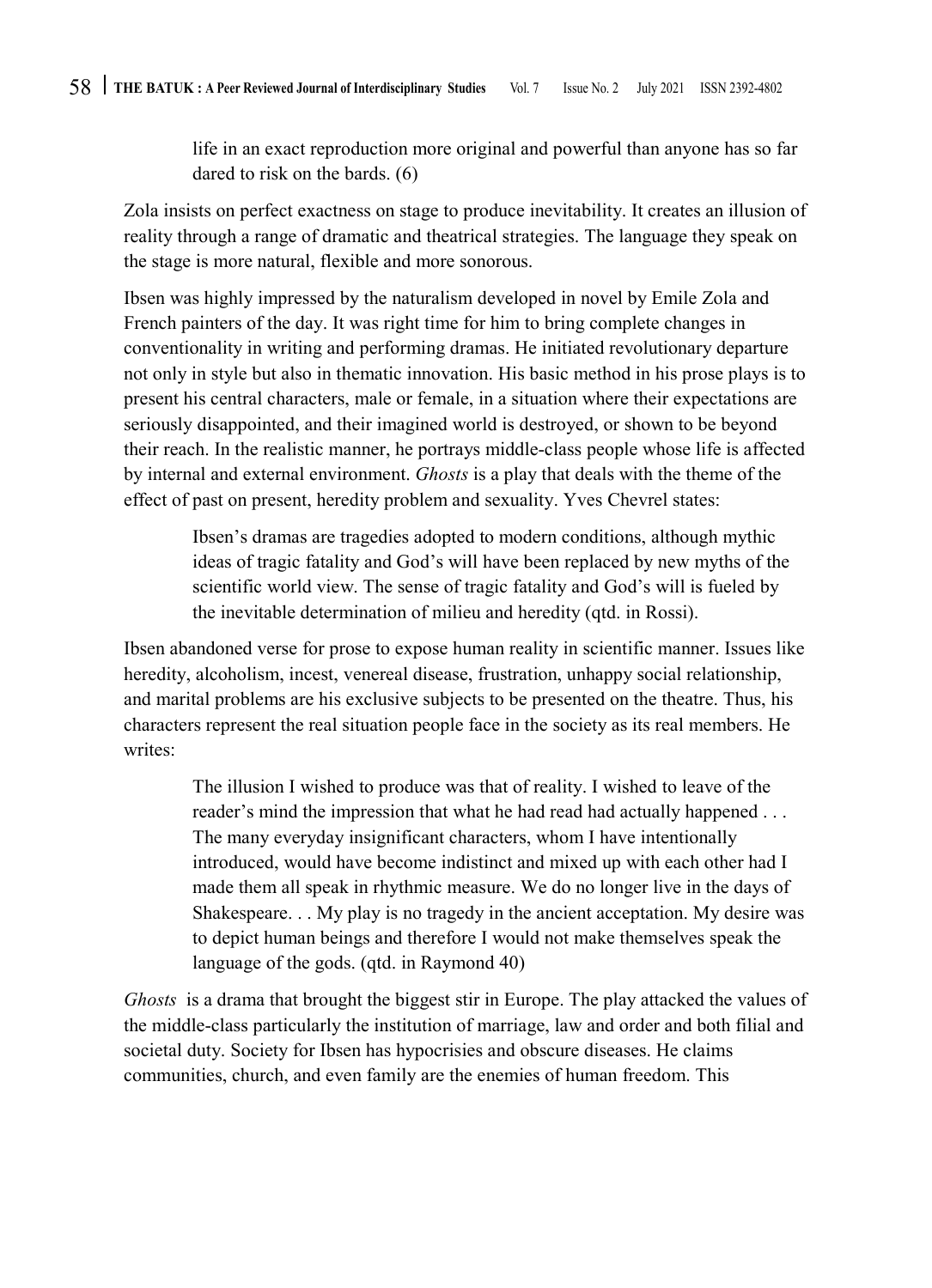> life in an exact reproduction more original and powerful than anyone has so far dared to risk on the bards. (6)

Zola insists on perfect exactness on stage to produce inevitability. It creates an illusion of reality through a range of dramatic and theatrical strategies. The language they speak on the stage is more natural, flexible and more sonorous.

Ibsen was highly impressed by the naturalism developed in novel by Emile Zola and French painters of the day. It was right time for him to bring complete changes in conventionality in writing and performing dramas. He initiated revolutionary departure not only in style but also in thematic innovation. His basic method in his prose plays is to present his central characters, male or female, in a situation where their expectations are seriously disappointed, and their imagined world is destroyed, or shown to be beyond their reach. In the realistic manner, he portrays middle-class people whose life is affected by internal and external environment. *Ghosts* is a play that deals with the theme of the effect of past on present, heredity problem and sexuality. Yves Chevrel states:

> Ibsen's dramas are tragedies adopted to modern conditions, although mythic ideas of tragic fatality and God's will have been replaced by new myths of the scientific world view. The sense of tragic fatality and God's will is fueled by the inevitable determination of milieu and heredity (qtd. in Rossi).

Ibsen abandoned verse for prose to expose human reality in scientific manner. Issues like heredity, alcoholism, incest, venereal disease, frustration, unhappy social relationship, and marital problems are his exclusive subjects to be presented on the theatre. Thus, his characters represent the real situation people face in the society as its real members. He writes:

> The illusion I wished to produce was that of reality. I wished to leave of the reader's mind the impression that what he had read had actually happened . . . The many everyday insignificant characters, whom I have intentionally introduced, would have become indistinct and mixed up with each other had I made them all speak in rhythmic measure. We do no longer live in the days of Shakespeare. . . My play is no tragedy in the ancient acceptation. My desire was to depict human beings and therefore I would not make themselves speak the language of the gods. (qtd. in Raymond 40)

*Ghosts* is a drama that brought the biggest stir in Europe. The play attacked the values of the middle-class particularly the institution of marriage, law and order and both filial and societal duty. Society for Ibsen has hypocrisies and obscure diseases. He claims communities, church, and even family are the enemies of human freedom. This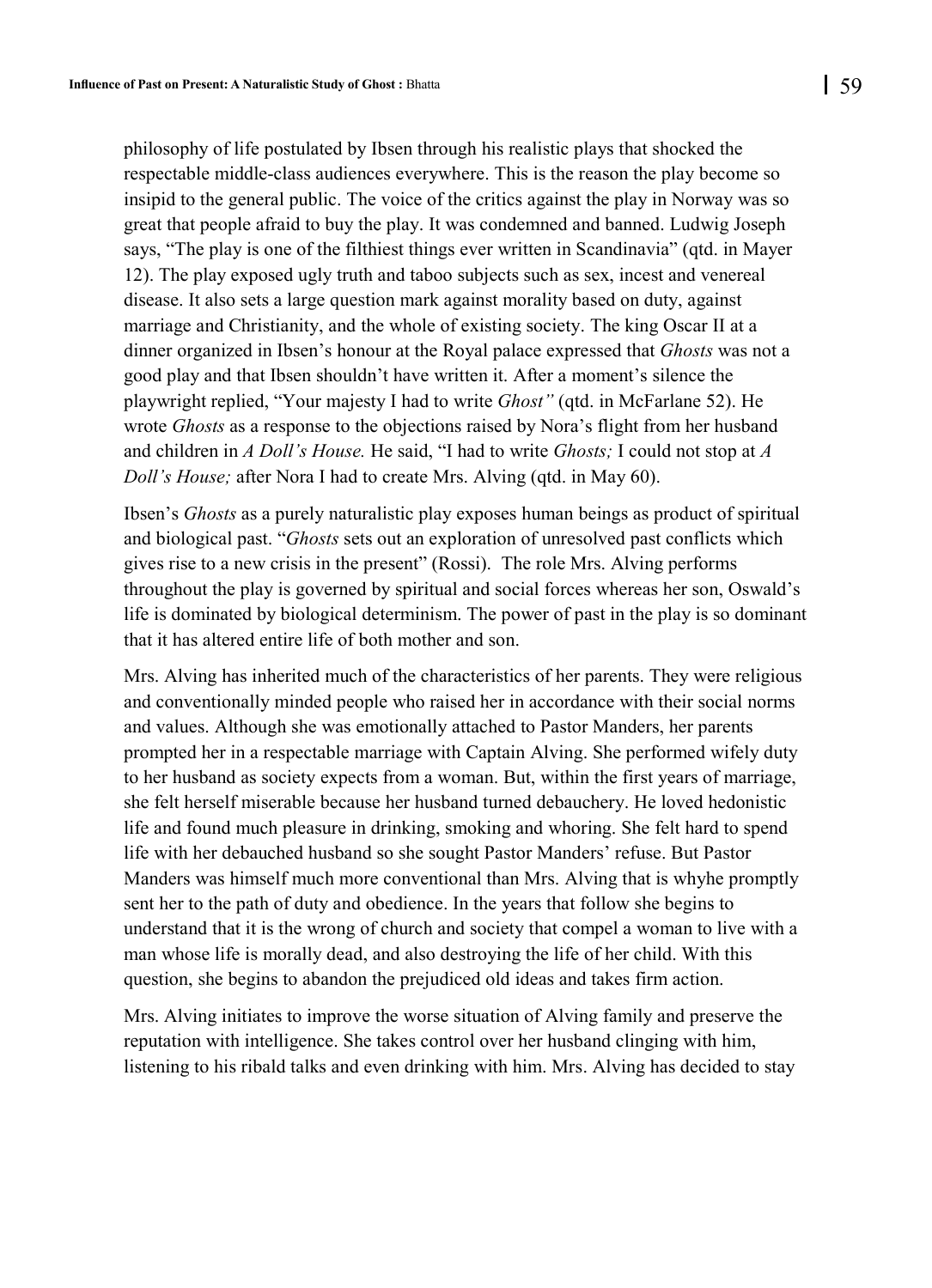philosophy of life postulated by Ibsen through his realistic plays that shocked the respectable middle-class audiences everywhere. This is the reason the play become so insipid to the general public. The voice of the critics against the play in Norway was so great that people afraid to buy the play. It was condemned and banned. Ludwig Joseph says, "The play is one of the filthiest things ever written in Scandinavia" (qtd. in Mayer 12). The play exposed ugly truth and taboo subjects such as sex, incest and venereal disease. It also sets a large question mark against morality based on duty, against marriage and Christianity, and the whole of existing society. The king Oscar II at a dinner organized in Ibsen's honour at the Royal palace expressed that *Ghosts* was not a good play and that Ibsen shouldn't have written it. After a moment's silence the playwright replied, "Your majesty I had to write *Ghost"* (qtd. in McFarlane 52). He wrote *Ghosts* as a response to the objections raised by Nora's flight from her husband and children in *A Doll's House.* He said, "I had to write *Ghosts;* I could not stop at *A Doll's House;* after Nora I had to create Mrs. Alving (qtd. in May 60).

Ibsen's *Ghosts* as a purely naturalistic play exposes human beings as product of spiritual and biological past. "*Ghosts* sets out an exploration of unresolved past conflicts which gives rise to a new crisis in the present" (Rossi). The role Mrs. Alving performs throughout the play is governed by spiritual and social forces whereas her son, Oswald's life is dominated by biological determinism. The power of past in the play is so dominant that it has altered entire life of both mother and son.

Mrs. Alving has inherited much of the characteristics of her parents. They were religious and conventionally minded people who raised her in accordance with their social norms and values. Although she was emotionally attached to Pastor Manders, her parents prompted her in a respectable marriage with Captain Alving. She performed wifely duty to her husband as society expects from a woman. But, within the first years of marriage, she felt herself miserable because her husband turned debauchery. He loved hedonistic life and found much pleasure in drinking, smoking and whoring. She felt hard to spend life with her debauched husband so she sought Pastor Manders' refuse. But Pastor Manders was himself much more conventional than Mrs. Alving that is whyhe promptly sent her to the path of duty and obedience. In the years that follow she begins to understand that it is the wrong of church and society that compel a woman to live with a man whose life is morally dead, and also destroying the life of her child. With this question, she begins to abandon the prejudiced old ideas and takes firm action.

Mrs. Alving initiates to improve the worse situation of Alving family and preserve the reputation with intelligence. She takes control over her husband clinging with him, listening to his ribald talks and even drinking with him. Mrs. Alving has decided to stay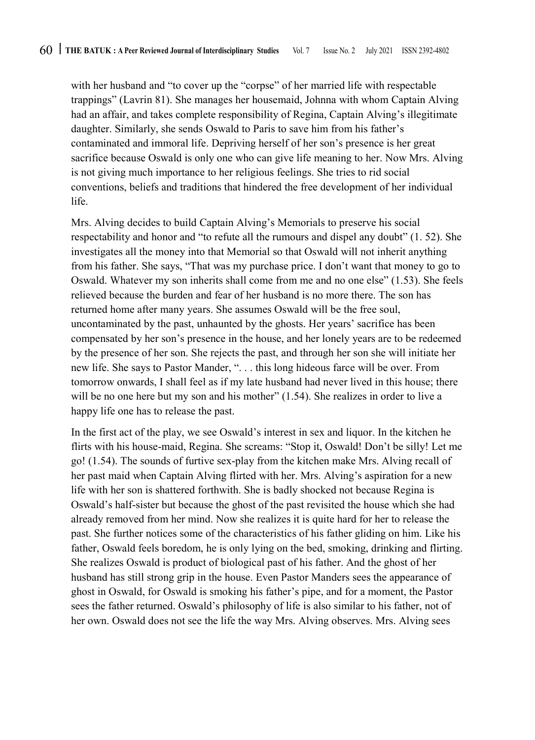with her husband and "to cover up the "corpse" of her married life with respectable trappings" (Lavrin 81). She manages her housemaid, Johnna with whom Captain Alving had an affair, and takes complete responsibility of Regina, Captain Alving's illegitimate daughter. Similarly, she sends Oswald to Paris to save him from his father's contaminated and immoral life. Depriving herself of her son's presence is her great sacrifice because Oswald is only one who can give life meaning to her. Now Mrs. Alving is not giving much importance to her religious feelings. She tries to rid social conventions, beliefs and traditions that hindered the free development of her individual life.

Mrs. Alving decides to build Captain Alving's Memorials to preserve his social respectability and honor and "to refute all the rumours and dispel any doubt" (1. 52). She investigates all the money into that Memorial so that Oswald will not inherit anything from his father. She says, "That was my purchase price. I don't want that money to go to Oswald. Whatever my son inherits shall come from me and no one else" (1.53). She feels relieved because the burden and fear of her husband is no more there. The son has returned home after many years. She assumes Oswald will be the free soul, uncontaminated by the past, unhaunted by the ghosts. Her years' sacrifice has been compensated by her son's presence in the house, and her lonely years are to be redeemed by the presence of her son. She rejects the past, and through her son she will initiate her new life. She says to Pastor Mander, ". . . this long hideous farce will be over. From tomorrow onwards, I shall feel as if my late husband had never lived in this house; there will be no one here but my son and his mother" (1.54). She realizes in order to live a happy life one has to release the past.

In the first act of the play, we see Oswald's interest in sex and liquor. In the kitchen he flirts with his house-maid, Regina. She screams: "Stop it, Oswald! Don't be silly! Let me go! (1.54). The sounds of furtive sex-play from the kitchen make Mrs. Alving recall of her past maid when Captain Alving flirted with her. Mrs. Alving's aspiration for a new life with her son is shattered forthwith. She is badly shocked not because Regina is Oswald's half-sister but because the ghost of the past revisited the house which she had already removed from her mind. Now she realizes it is quite hard for her to release the past. She further notices some of the characteristics of his father gliding on him. Like his father, Oswald feels boredom, he is only lying on the bed, smoking, drinking and flirting. She realizes Oswald is product of biological past of his father. And the ghost of her husband has still strong grip in the house. Even Pastor Manders sees the appearance of ghost in Oswald, for Oswald is smoking his father's pipe, and for a moment, the Pastor sees the father returned. Oswald's philosophy of life is also similar to his father, not of her own. Oswald does not see the life the way Mrs. Alving observes. Mrs. Alving sees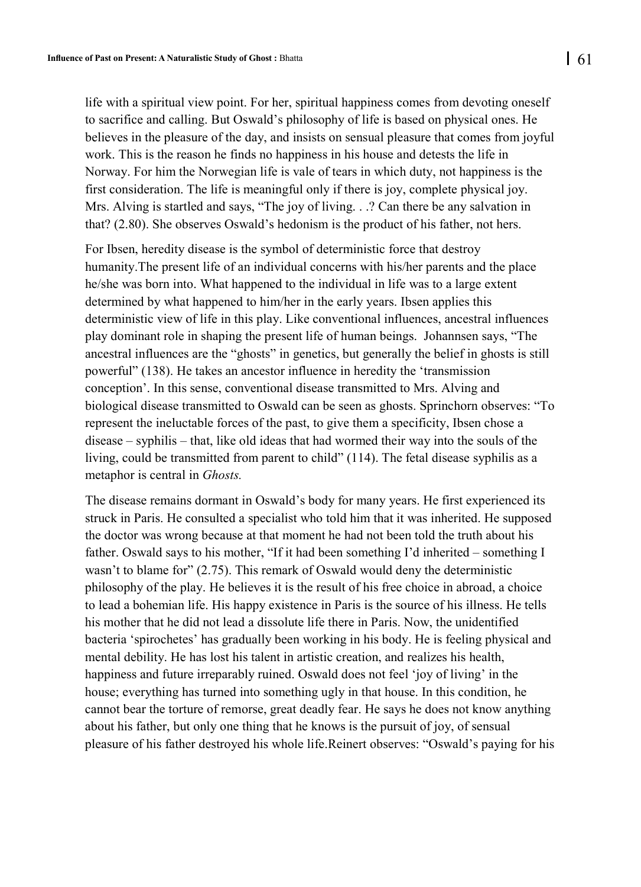life with a spiritual view point. For her, spiritual happiness comes from devoting oneself to sacrifice and calling. But Oswald's philosophy of life is based on physical ones. He believes in the pleasure of the day, and insists on sensual pleasure that comes from joyful work. This is the reason he finds no happiness in his house and detests the life in Norway. For him the Norwegian life is vale of tears in which duty, not happiness is the first consideration. The life is meaningful only if there is joy, complete physical joy. Mrs. Alving is startled and says, "The joy of living. . .? Can there be any salvation in that? (2.80). She observes Oswald's hedonism is the product of his father, not hers.

For Ibsen, heredity disease is the symbol of deterministic force that destroy humanity.The present life of an individual concerns with his/her parents and the place he/she was born into. What happened to the individual in life was to a large extent determined by what happened to him/her in the early years. Ibsen applies this deterministic view of life in this play. Like conventional influences, ancestral influences play dominant role in shaping the present life of human beings. Johannsen says, "The ancestral influences are the "ghosts" in genetics, but generally the belief in ghosts is still powerful" (138). He takes an ancestor influence in heredity the 'transmission conception'. In this sense, conventional disease transmitted to Mrs. Alving and biological disease transmitted to Oswald can be seen as ghosts. Sprinchorn observes: "To represent the ineluctable forces of the past, to give them a specificity, Ibsen chose a disease – syphilis – that, like old ideas that had wormed their way into the souls of the living, could be transmitted from parent to child" (114). The fetal disease syphilis as a metaphor is central in *Ghosts.*

The disease remains dormant in Oswald's body for many years. He first experienced its struck in Paris. He consulted a specialist who told him that it was inherited. He supposed the doctor was wrong because at that moment he had not been told the truth about his father. Oswald says to his mother, "If it had been something I'd inherited – something I wasn't to blame for" (2.75). This remark of Oswald would deny the deterministic philosophy of the play. He believes it is the result of his free choice in abroad, a choice to lead a bohemian life. His happy existence in Paris is the source of his illness. He tells his mother that he did not lead a dissolute life there in Paris. Now, the unidentified bacteria 'spirochetes' has gradually been working in his body. He is feeling physical and mental debility. He has lost his talent in artistic creation, and realizes his health, happiness and future irreparably ruined. Oswald does not feel 'joy of living' in the house; everything has turned into something ugly in that house. In this condition, he cannot bear the torture of remorse, great deadly fear. He says he does not know anything about his father, but only one thing that he knows is the pursuit of joy, of sensual pleasure of his father destroyed his whole life.Reinert observes: "Oswald's paying for his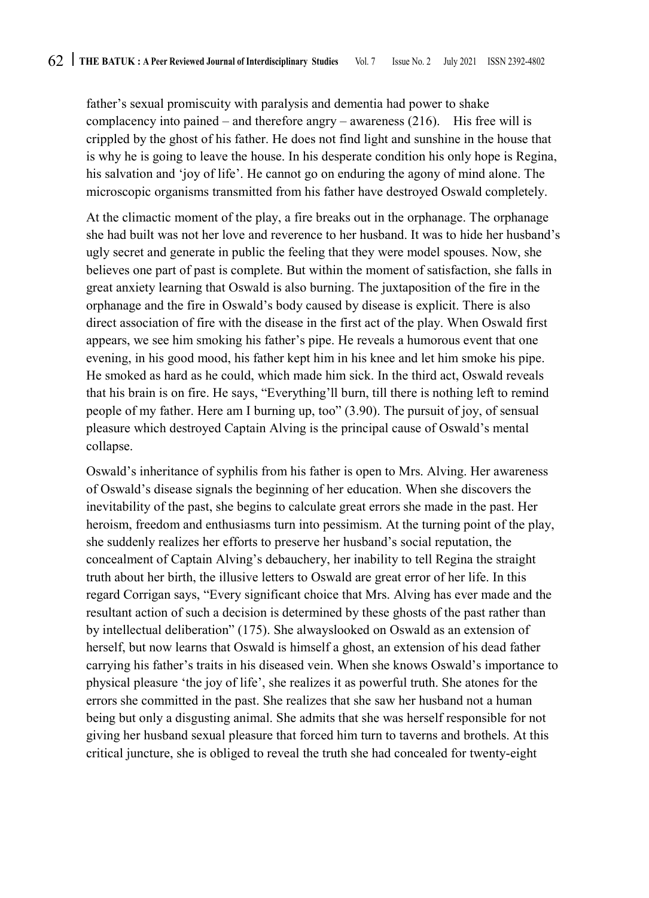father's sexual promiscuity with paralysis and dementia had power to shake complacency into pained – and therefore angry – awareness (216). His free will is crippled by the ghost of his father. He does not find light and sunshine in the house that is why he is going to leave the house. In his desperate condition his only hope is Regina, his salvation and 'joy of life'. He cannot go on enduring the agony of mind alone. The microscopic organisms transmitted from his father have destroyed Oswald completely.

At the climactic moment of the play, a fire breaks out in the orphanage. The orphanage she had built was not her love and reverence to her husband. It was to hide her husband's ugly secret and generate in public the feeling that they were model spouses. Now, she believes one part of past is complete. But within the moment of satisfaction, she falls in great anxiety learning that Oswald is also burning. The juxtaposition of the fire in the orphanage and the fire in Oswald's body caused by disease is explicit. There is also direct association of fire with the disease in the first act of the play. When Oswald first appears, we see him smoking his father's pipe. He reveals a humorous event that one evening, in his good mood, his father kept him in his knee and let him smoke his pipe. He smoked as hard as he could, which made him sick. In the third act, Oswald reveals that his brain is on fire. He says, "Everything'll burn, till there is nothing left to remind people of my father. Here am I burning up, too" (3.90). The pursuit of joy, of sensual pleasure which destroyed Captain Alving is the principal cause of Oswald's mental collapse.

Oswald's inheritance of syphilis from his father is open to Mrs. Alving. Her awareness of Oswald's disease signals the beginning of her education. When she discovers the inevitability of the past, she begins to calculate great errors she made in the past. Her heroism, freedom and enthusiasms turn into pessimism. At the turning point of the play, she suddenly realizes her efforts to preserve her husband's social reputation, the concealment of Captain Alving's debauchery, her inability to tell Regina the straight truth about her birth, the illusive letters to Oswald are great error of her life. In this regard Corrigan says, "Every significant choice that Mrs. Alving has ever made and the resultant action of such a decision is determined by these ghosts of the past rather than by intellectual deliberation" (175). She alwayslooked on Oswald as an extension of herself, but now learns that Oswald is himself a ghost, an extension of his dead father carrying his father's traits in his diseased vein. When she knows Oswald's importance to physical pleasure 'the joy of life', she realizes it as powerful truth. She atones for the errors she committed in the past. She realizes that she saw her husband not a human being but only a disgusting animal. She admits that she was herself responsible for not giving her husband sexual pleasure that forced him turn to taverns and brothels. At this critical juncture, she is obliged to reveal the truth she had concealed for twenty-eight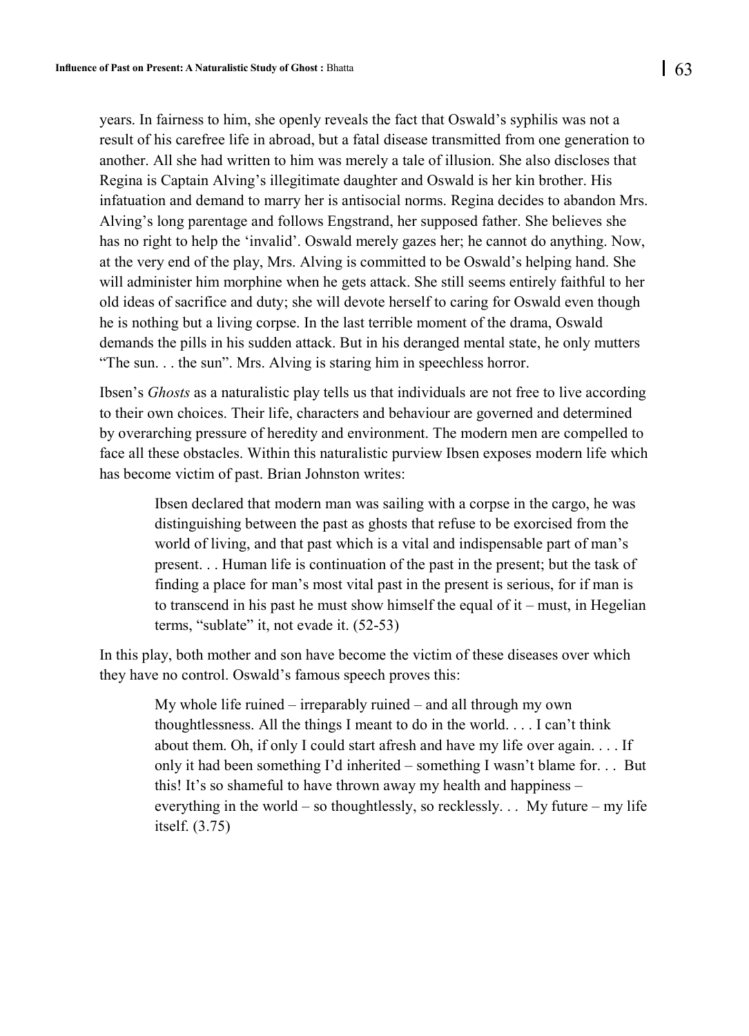years. In fairness to him, she openly reveals the fact that Oswald's syphilis was not a result of his carefree life in abroad, but a fatal disease transmitted from one generation to another. All she had written to him was merely a tale of illusion. She also discloses that Regina is Captain Alving's illegitimate daughter and Oswald is her kin brother. His infatuation and demand to marry her is antisocial norms. Regina decides to abandon Mrs. Alving's long parentage and follows Engstrand, her supposed father. She believes she has no right to help the 'invalid'. Oswald merely gazes her; he cannot do anything. Now, at the very end of the play, Mrs. Alving is committed to be Oswald's helping hand. She will administer him morphine when he gets attack. She still seems entirely faithful to her old ideas of sacrifice and duty; she will devote herself to caring for Oswald even though he is nothing but a living corpse. In the last terrible moment of the drama, Oswald demands the pills in his sudden attack. But in his deranged mental state, he only mutters "The sun. . . the sun". Mrs. Alving is staring him in speechless horror.

Ibsen's *Ghosts* as a naturalistic play tells us that individuals are not free to live according to their own choices. Their life, characters and behaviour are governed and determined by overarching pressure of heredity and environment. The modern men are compelled to face all these obstacles. Within this naturalistic purview Ibsen exposes modern life which has become victim of past. Brian Johnston writes:

> Ibsen declared that modern man was sailing with a corpse in the cargo, he was distinguishing between the past as ghosts that refuse to be exorcised from the world of living, and that past which is a vital and indispensable part of man's present. . . Human life is continuation of the past in the present; but the task of finding a place for man's most vital past in the present is serious, for if man is to transcend in his past he must show himself the equal of it – must, in Hegelian terms, "sublate" it, not evade it. (52-53)

In this play, both mother and son have become the victim of these diseases over which they have no control. Oswald's famous speech proves this:

> My whole life ruined – irreparably ruined – and all through my own thoughtlessness. All the things I meant to do in the world. . . . I can't think about them. Oh, if only I could start afresh and have my life over again. . . . If only it had been something I'd inherited – something I wasn't blame for. . . But this! It's so shameful to have thrown away my health and happiness – everything in the world – so thoughtlessly, so recklessly. . . My future – my life itself. (3.75)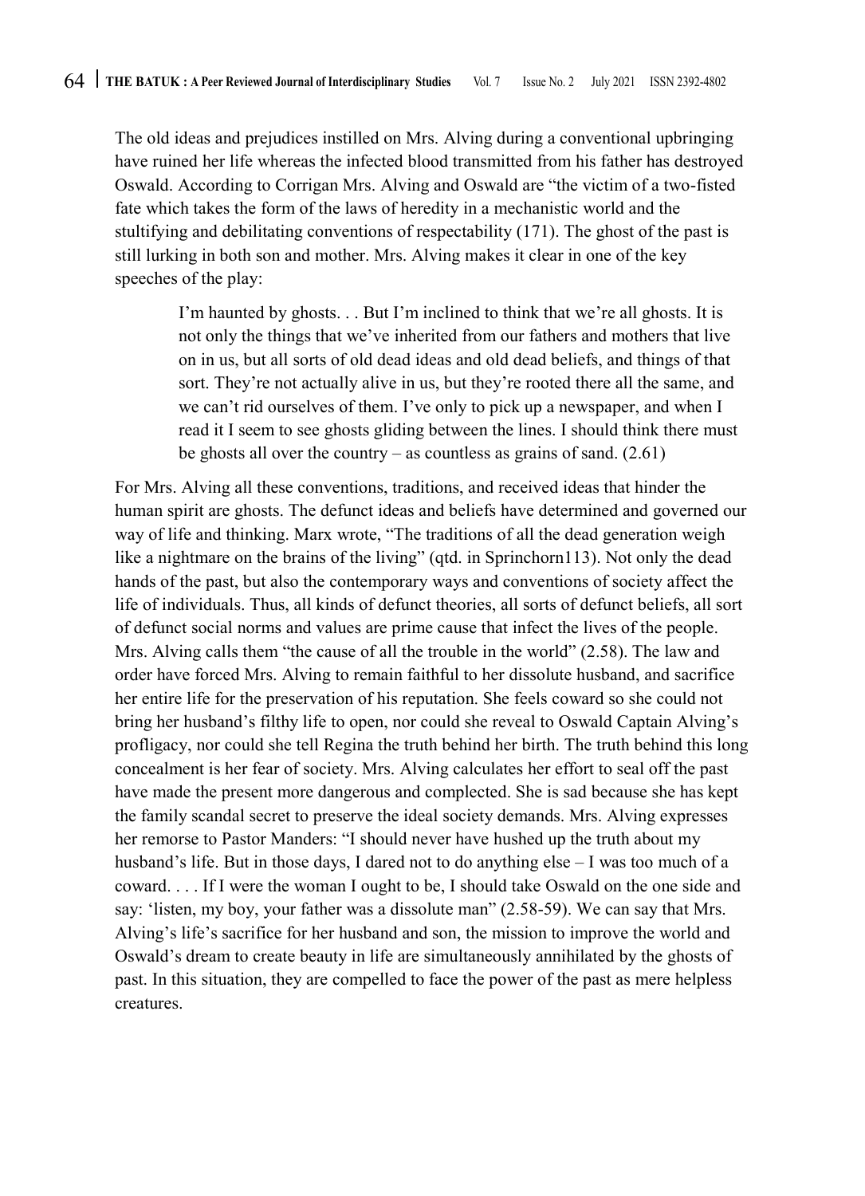The old ideas and prejudices instilled on Mrs. Alving during a conventional upbringing have ruined her life whereas the infected blood transmitted from his father has destroyed Oswald. According to Corrigan Mrs. Alving and Oswald are "the victim of a two-fisted fate which takes the form of the laws of heredity in a mechanistic world and the stultifying and debilitating conventions of respectability (171). The ghost of the past is still lurking in both son and mother. Mrs. Alving makes it clear in one of the key speeches of the play:

> I'm haunted by ghosts. . . But I'm inclined to think that we're all ghosts. It is not only the things that we've inherited from our fathers and mothers that live on in us, but all sorts of old dead ideas and old dead beliefs, and things of that sort. They're not actually alive in us, but they're rooted there all the same, and we can't rid ourselves of them. I've only to pick up a newspaper, and when I read it I seem to see ghosts gliding between the lines. I should think there must be ghosts all over the country – as countless as grains of sand. (2.61)

For Mrs. Alving all these conventions, traditions, and received ideas that hinder the human spirit are ghosts. The defunct ideas and beliefs have determined and governed our way of life and thinking. Marx wrote, "The traditions of all the dead generation weigh like a nightmare on the brains of the living" (qtd. in Sprinchorn113). Not only the dead hands of the past, but also the contemporary ways and conventions of society affect the life of individuals. Thus, all kinds of defunct theories, all sorts of defunct beliefs, all sort of defunct social norms and values are prime cause that infect the lives of the people. Mrs. Alving calls them "the cause of all the trouble in the world" (2.58). The law and order have forced Mrs. Alving to remain faithful to her dissolute husband, and sacrifice her entire life for the preservation of his reputation. She feels coward so she could not bring her husband's filthy life to open, nor could she reveal to Oswald Captain Alving's profligacy, nor could she tell Regina the truth behind her birth. The truth behind this long concealment is her fear of society. Mrs. Alving calculates her effort to seal off the past have made the present more dangerous and complected. She is sad because she has kept the family scandal secret to preserve the ideal society demands. Mrs. Alving expresses her remorse to Pastor Manders: "I should never have hushed up the truth about my husband's life. But in those days, I dared not to do anything else – I was too much of a coward. . . . If I were the woman I ought to be, I should take Oswald on the one side and say: 'listen, my boy, your father was a dissolute man" (2.58-59). We can say that Mrs. Alving's life's sacrifice for her husband and son, the mission to improve the world and Oswald's dream to create beauty in life are simultaneously annihilated by the ghosts of past. In this situation, they are compelled to face the power of the past as mere helpless creatures.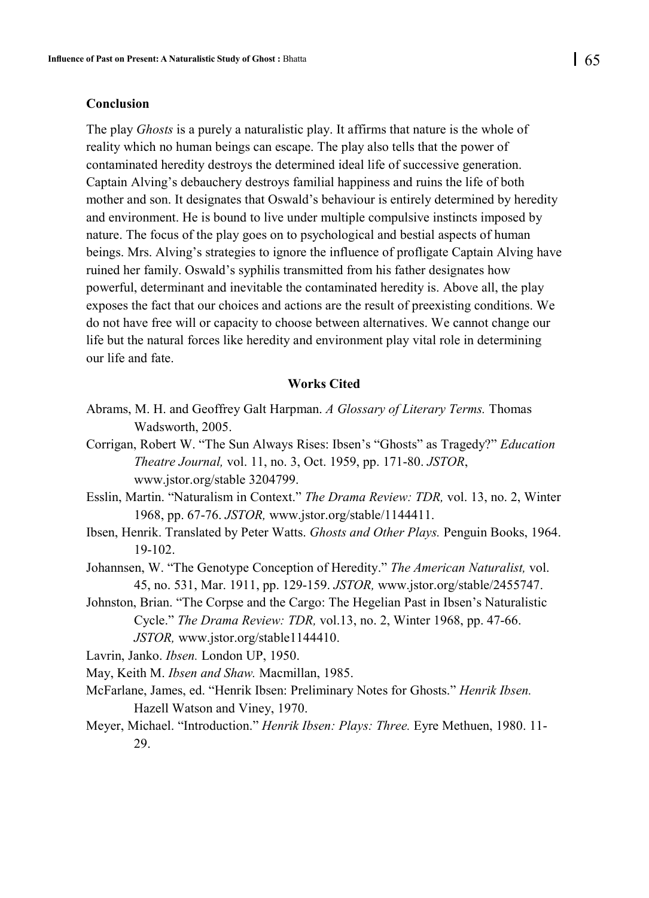## Conclusion

The play *Ghosts* is a purely a naturalistic play. It affirms that nature is the whole of reality which no human beings can escape. The play also tells that the power of contaminated heredity destroys the determined ideal life of successive generation. Captain Alving's debauchery destroys familial happiness and ruins the life of both mother and son. It designates that Oswald's behaviour is entirely determined by heredity and environment. He is bound to live under multiple compulsive instincts imposed by nature. The focus of the play goes on to psychological and bestial aspects of human beings. Mrs. Alving's strategies to ignore the influence of profligate Captain Alving have ruined her family. Oswald's syphilis transmitted from his father designates how powerful, determinant and inevitable the contaminated heredity is. Above all, the play exposes the fact that our choices and actions are the result of preexisting conditions. We do not have free will or capacity to choose between alternatives. We cannot change our life but the natural forces like heredity and environment play vital role in determining our life and fate.

## Works Cited

Abrams, M. H. and Geoffrey Galt Harpman. *A Glossary of Literary Terms.* Thomas Wadsworth, 2005.

Corrigan, Robert W. "The Sun Always Rises: Ibsen's "Ghosts" as Tragedy?" *Education Theatre Journal,* vol. 11, no. 3, Oct. 1959, pp. 171-80. *JSTOR*, www.jstor.org/stable 3204799.

Esslin, Martin. "Naturalism in Context." *The Drama Review: TDR,* vol. 13, no. 2, Winter 1968, pp. 67-76. *JSTOR,* www.jstor.org/stable/1144411.

Ibsen, Henrik. Translated by Peter Watts. *Ghosts and Other Plays.* Penguin Books, 1964. 19-102.

Johannsen, W. "The Genotype Conception of Heredity." *The American Naturalist,* vol. 45, no. 531, Mar. 1911, pp. 129-159. *JSTOR,* www.jstor.org/stable/2455747.

Johnston, Brian. "The Corpse and the Cargo: The Hegelian Past in Ibsen's Naturalistic Cycle." *The Drama Review: TDR,* vol.13, no. 2, Winter 1968, pp. 47-66. *JSTOR,* www.jstor.org/stable1144410.

Lavrin, Janko. *Ibsen.* London UP, 1950.

May, Keith M. *Ibsen and Shaw.* Macmillan, 1985.

McFarlane, James, ed. "Henrik Ibsen: Preliminary Notes for Ghosts." *Henrik Ibsen.* Hazell Watson and Viney, 1970.

Meyer, Michael. "Introduction." *Henrik Ibsen: Plays: Three.* Eyre Methuen, 1980. 11-29.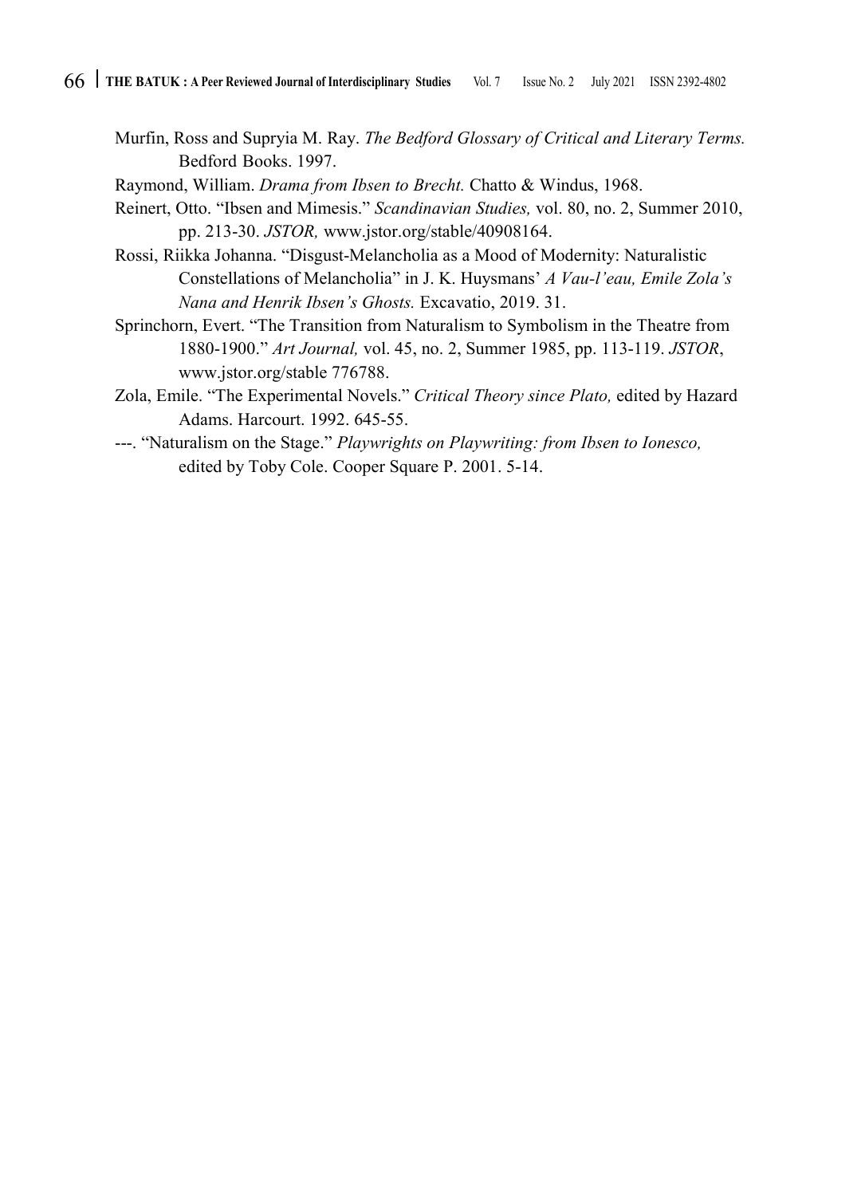Murfin, Ross and Supryia M. Ray. *The Bedford Glossary of Critical and Literary Terms.* Bedford Books. 1997.

Raymond, William. *Drama from Ibsen to Brecht.* Chatto & Windus, 1968.

Reinert, Otto. "Ibsen and Mimesis." *Scandinavian Studies,* vol. 80, no. 2, Summer 2010, pp. 213-30. *JSTOR,* www.jstor.org/stable/40908164.

Rossi, Riikka Johanna. "Disgust-Melancholia as a Mood of Modernity: Naturalistic Constellations of Melancholia" in J. K. Huysmans' *A Vau-l'eau, Emile Zola's Nana and Henrik Ibsen's Ghosts.* Excavatio, 2019. 31.

Sprinchorn, Evert. "The Transition from Naturalism to Symbolism in the Theatre from 1880-1900." *Art Journal,* vol. 45, no. 2, Summer 1985, pp. 113-119. *JSTOR*, www.jstor.org/stable 776788.

Zola, Emile. "The Experimental Novels." *Critical Theory since Plato,* edited by Hazard Adams. Harcourt. 1992. 645-55.

---. "Naturalism on the Stage." *Playwrights on Playwriting: from Ibsen to Ionesco,* edited by Toby Cole. Cooper Square P. 2001. 5-14.